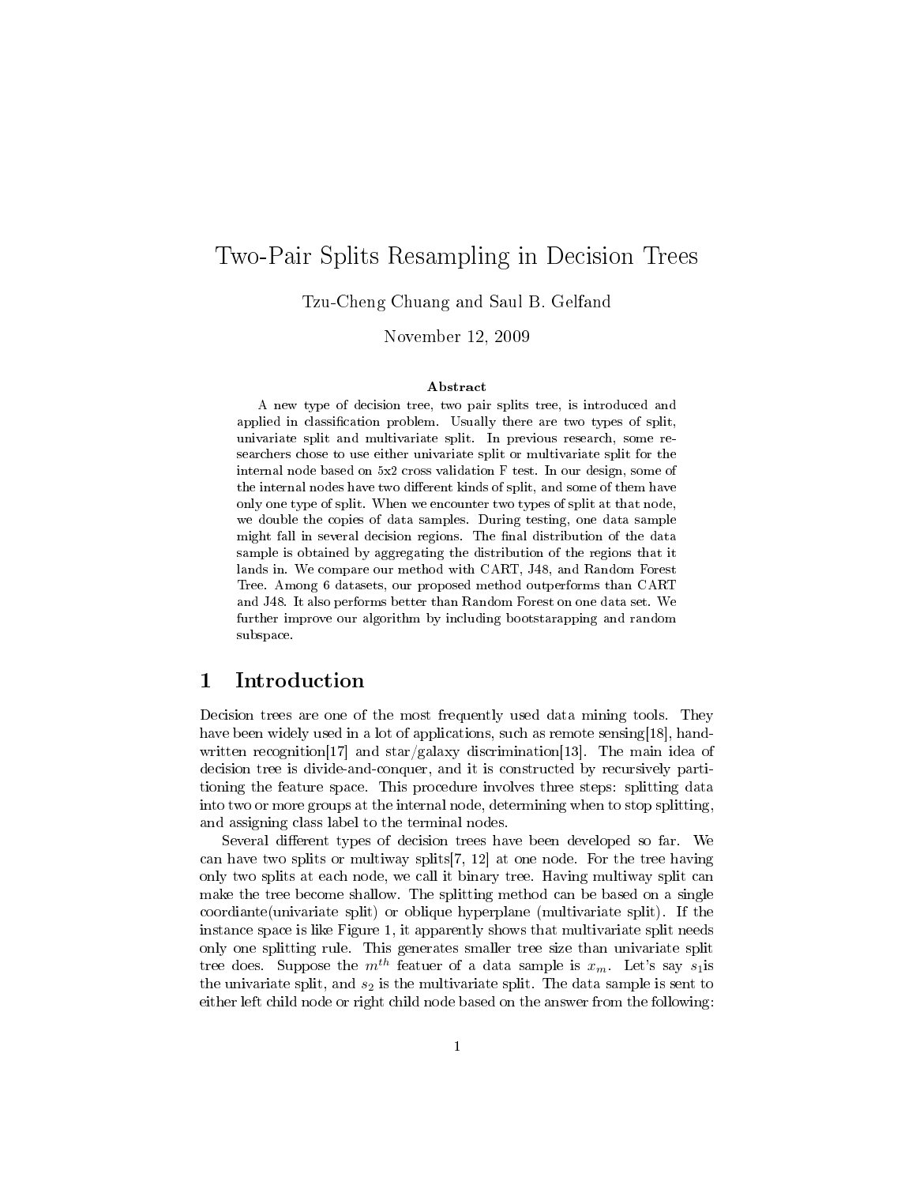# Two-Pair Splits Resampling in Decision Trees

Tzu-Cheng Chuang and Saul B. Gelfand

November 12, 2009

### Abstract

A new type of decision tree, two pair splits tree, is introduced and applied in classification problem. Usually there are two types of split, univariate split and multivariate split. In previous research, some researchers chose to use either univariate split or multivariate split for the internal node based on 5x2 cross validation F test. In our design, some of the internal nodes have two different kinds of split, and some of them have only one type of split. When we encounter two types of split at that node, we double the copies of data samples. During testing, one data sample might fall in several decision regions. The final distribution of the data sample is obtained by aggregating the distribution of the regions that it lands in. We compare our method with CART, J48, and Random Forest Tree. Among 6 datasets, our proposed method outperforms than CART and J48. It also performs better than Random Forest on one data set. We further improve our algorithm by including bootstarapping and random subspace.

## 1 Introduction

Decision trees are one of the most frequently used data mining tools. They have been widely used in a lot of applications, such as remote sensing[18], handwritten recognition[17] and star/galaxy discrimination[13]. The main idea of decision tree is divide-and-conquer, and it is constructed by recursively partitioning the feature space. This procedure involves three steps: splitting data into two or more groups at the internal node, determining when to stop splitting, and assigning class label to the terminal nodes.

Several different types of decision trees have been developed so far. We can have two splits or multiway splits[7, 12] at one node. For the tree having only two splits at each node, we call it binary tree. Having multiway split can make the tree become shallow. The splitting method can be based on a single coordiante(univariate split) or oblique hyperplane (multivariate split). If the instance space is like Figure 1, it apparently shows that multivariate split needs only one splitting rule. This generates smaller tree size than univariate split tree does. Suppose the $m^{th}$ featuer of a data sample is $x_m$. Let's say $s_1$is the univariate split, and $s_2$ is the multivariate split. The data sample is sent to either left child node or right child node based on the answer from the following: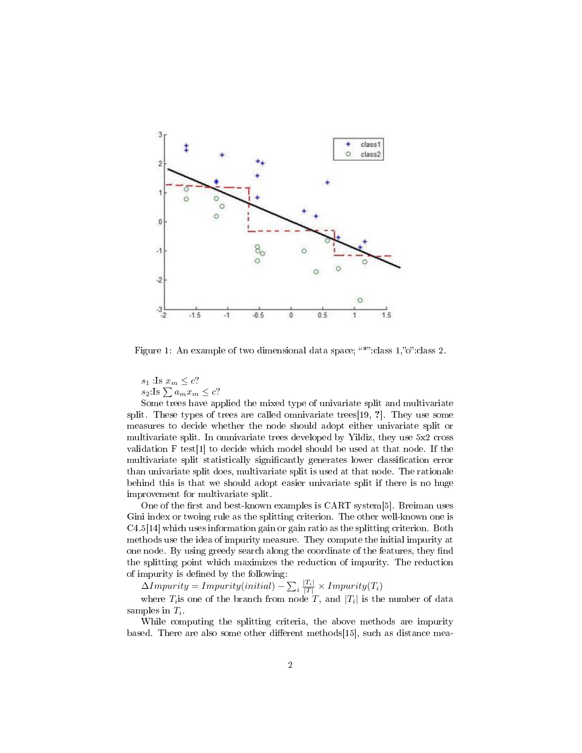Figure 1: An example of two dimensional data space; "*":class 1,"o":class 2.

$s_1$ :Is $x_m \leq c$?

$s_2$:Is $\sum a_m x_m \leq c$?

Some trees have applied the mixed type of univariate split and multivariate split. These types of trees are called omnivariate trees[19, ?]. They use some measures to decide whether the node should adopt either univariate split or multivariate split. In omnivariate trees developed by Yildiz, they use 5x2 cross validation F test[1] to decide which model should be used at that node. If the multivariate split statistically significantly generates lower classification error than univariate split does, multivariate split is used at that node. The rationale behind this is that we should adopt easier univariate split if there is no huge improvement for multivariate split.

One of the first and best-known examples is CART system[5]. Breiman uses Gini index or twoing rule as the splitting criterion. The other well-known one is C4.5[14] which uses information gain or gain ratio as the splitting criterion. Both methods use the idea of impurity measure. They compute the initial impurity at one node. By using greedy search along the coordinate of the features, they find the splitting point which maximizes the reduction of impurity. The reduction of impurity is defined by the following:

$\Delta Impurity = Impurity(initial) - \sum_i \frac{|T_i|}{|T|} \times Impurity(T_i)$

where $T_i$is one of the branch from node $T$, and $|T_i|$ is the number of data samples in $T_i$.

While computing the splitting criteria, the above methods are impurity based. There are also some other different methods[15], such as distance mea-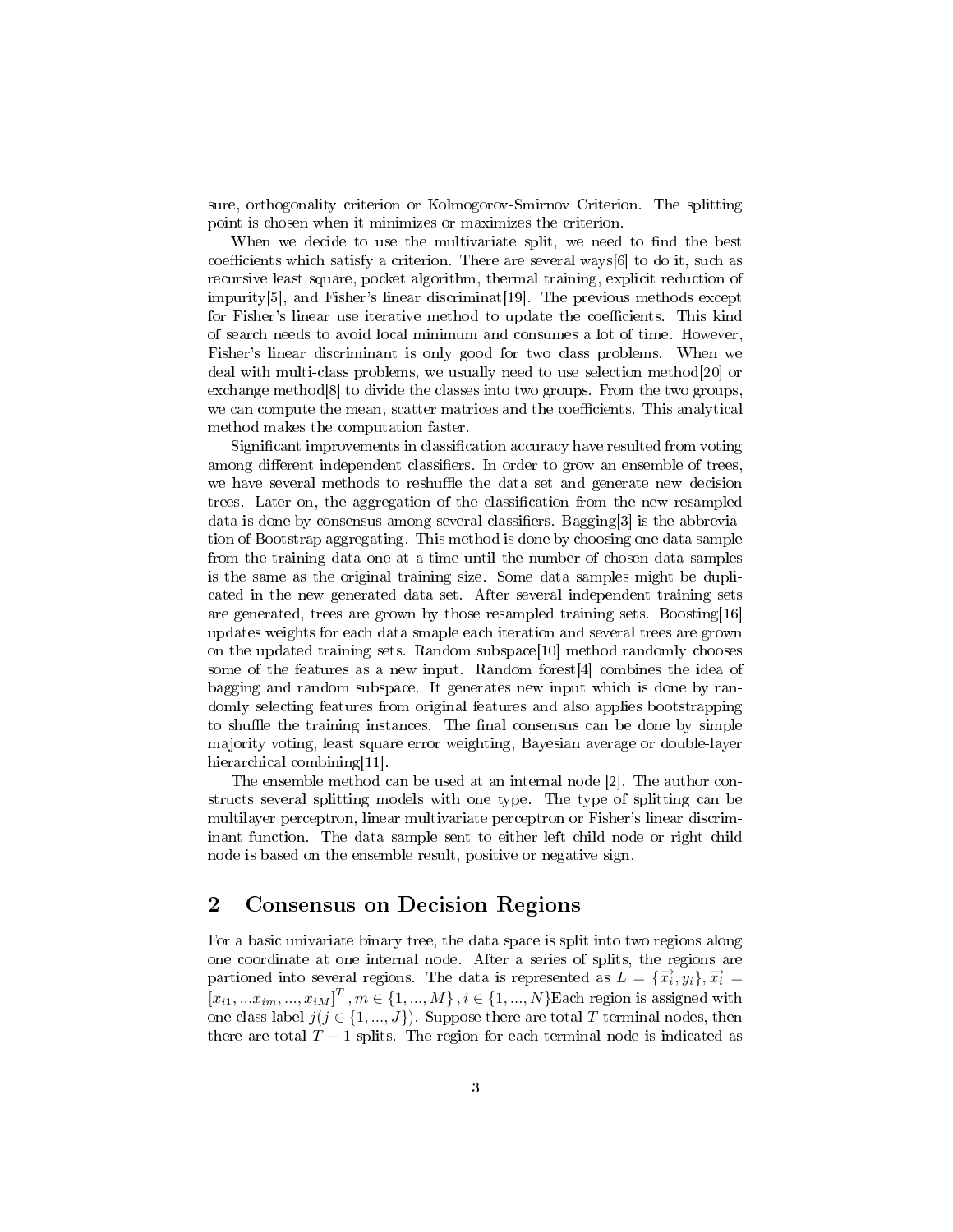sure, orthogonality criterion or Kolmogorov-Smirnov Criterion. The splitting point is chosen when it minimizes or maximizes the criterion.

When we decide to use the multivariate split, we need to find the best coefficients which satisfy a criterion. There are several ways[6] to do it, such as recursive least square, pocket algorithm, thermal training, explicit reduction of impurity[5], and Fisher's linear discriminat[19]. The previous methods except for Fisher's linear use iterative method to update the coefficients. This kind of search needs to avoid local minimum and consumes a lot of time. However, Fisher's linear discriminant is only good for two class problems. When we deal with multi-class problems, we usually need to use selection method[20] or exchange method[8] to divide the classes into two groups. From the two groups, we can compute the mean, scatter matrices and the coefficients. This analytical method makes the computation faster.

Significant improvements in classification accuracy have resulted from voting among different independent classifiers. In order to grow an ensemble of trees, we have several methods to reshuffle the data set and generate new decision trees. Later on, the aggregation of the classification from the new resampled data is done by consensus among several classifiers. Bagging[3] is the abbreviation of Bootstrap aggregating. This method is done by choosing one data sample from the training data one at a time until the number of chosen data samples is the same as the original training size. Some data samples might be duplicated in the new generated data set. After several independent training sets are generated, trees are grown by those resampled training sets. Boosting[16] updates weights for each data smaple each iteration and several trees are grown on the updated training sets. Random subspace[10] method randomly chooses some of the features as a new input. Random forest[4] combines the idea of bagging and random subspace. It generates new input which is done by randomly selecting features from original features and also applies bootstrapping to shuffle the training instances. The final consensus can be done by simple majority voting, least square error weighting, Bayesian average or double-layer hierarchical combining[11].

The ensemble method can be used at an internal node [2]. The author constructs several splitting models with one type. The type of splitting can be multilayer perceptron, linear multivariate perceptron or Fisher's linear discriminant function. The data sample sent to either left child node or right child node is based on the ensemble result, positive or negative sign.

## 2 Consensus on Decision Regions

For a basic univariate binary tree, the data space is split into two regions along one coordinate at one internal node. After a series of splits, the regions are partioned into several regions. The data is represented as $L = \{\overrightarrow{x_i}, y_i\}, \overrightarrow{x_i} = [x_{i1}, ...x_{im}, ..., x_{iM}]^T, m \in \{1, ..., M\}, i \in \{1, ..., N\}$Each region is assigned with one class label $j (j \in \{1, ..., J\})$. Suppose there are total $T$ terminal nodes, then there are total $T - 1$ splits. The region for each terminal node is indicated as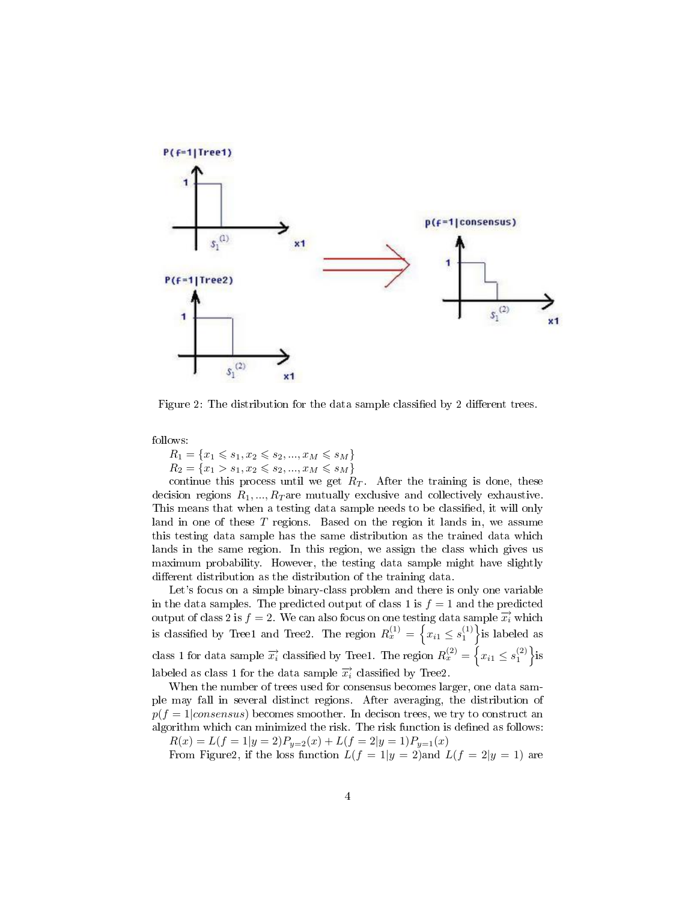Figure 2: The distribution for the data sample classified by 2 different trees.

follows:

$R_1 = \{x_1 \leqslant s_1, x_2 \leqslant s_2, ..., x_M \leqslant s_M\}$

$R_2 = \{x_1 > s_1, x_2 \leqslant s_2, ..., x_M \leqslant s_M\}$

continue this process until we get $R_T$. After the training is done, these decision regions $R_1, ..., R_T$ are mutually exclusive and collectively exhaustive. This means that when a testing data sample needs to be classified, it will only land in one of these $T$ regions. Based on the region it lands in, we assume this testing data sample has the same distribution as the trained data which lands in the same region. In this region, we assign the class which gives us maximum probability. However, the testing data sample might have slightly different distribution as the distribution of the training data.

Let's focus on a simple binary-class problem and there is only one variable in the data samples. The predicted output of class 1 is $f = 1$ and the predicted output of class 2 is $f = 2$. We can also focus on one testing data sample $\vec{x_i}$ which is classified by Tree1 and Tree2. The region $R_x^{(1)} = \left\{x_{i1} \leq s_1^{(1)}\right\}$ is labeled as class 1 for data sample $\vec{x_i}$ classified by Tree1. The region $R_x^{(2)} = \left\{x_{i1} \leq s_1^{(2)}\right\}$ is labeled as class 1 for the data sample $\vec{x_i}$ classified by Tree2.

When the number of trees used for consensus becomes larger, one data sample may fall in several distinct regions. After averaging, the distribution of $p(f = 1|consensus)$ becomes smoother. In decison trees, we try to construct an algorithm which can minimized the risk. The risk function is defined as follows:

$R(x) = L(f = 1|y = 2)P_{y=2}(x) + L(f = 2|y = 1)P_{y=1}(x)$

From Figure2, if the loss function $L(f = 1|y = 2)$ and $L(f = 2|y = 1)$ are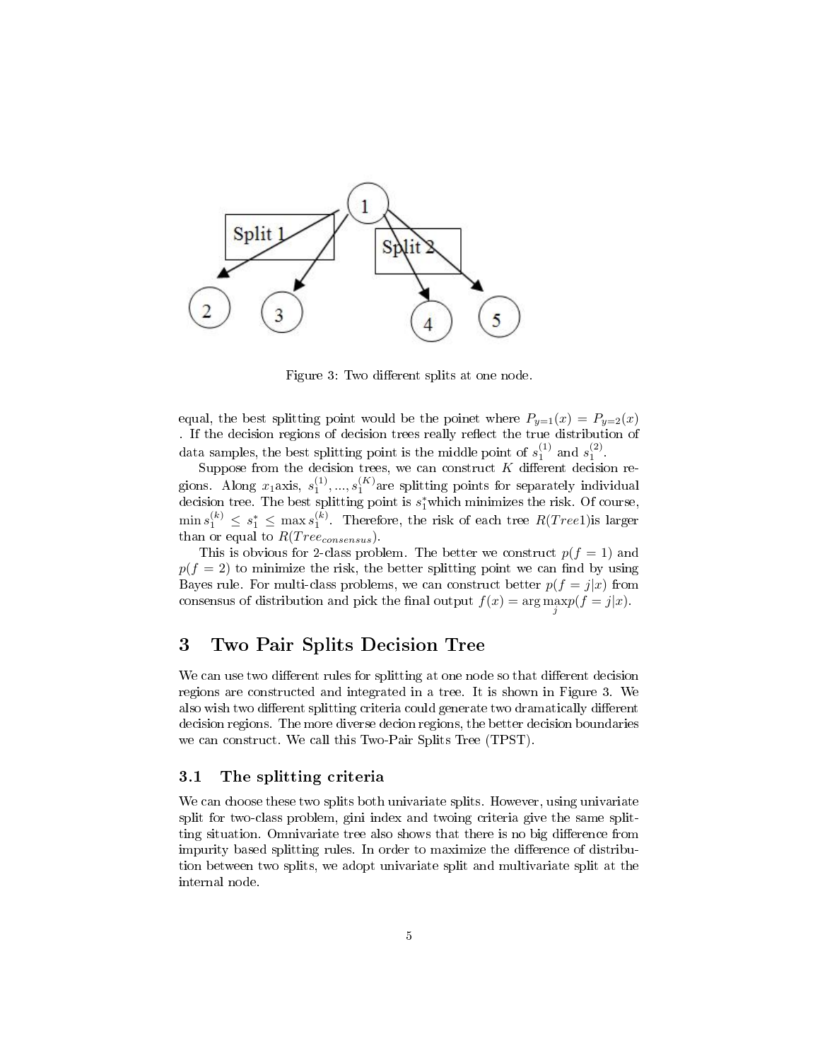Figure 3: Two different splits at one node.

equal, the best splitting point would be the poinet where $P_{y=1}(x) = P_{y=2}(x)$ . If the decision regions of decision trees really reflect the true distribution of data samples, the best splitting point is the middle point of $s_1^{(1)}$ and $s_1^{(2)}$.

Suppose from the decision trees, we can construct $K$ different decision regions. Along $x_1$axis, $s_1^{(1)}, ..., s_1^{(K)}$are splitting points for separately individual decision tree. The best splitting point is $s_1^*$which minimizes the risk. Of course, $\min s_1^{(k)} \leq s_1^* \leq \max s_1^{(k)}$. Therefore, the risk of each tree $R(Tree1)$is larger than or equal to $R(Tree_{consensus})$.

This is obvious for 2-class problem. The better we construct $p(f = 1)$ and $p(f = 2)$ to minimize the risk, the better splitting point we can find by using Bayes rule. For multi-class problems, we can construct better $p(f = j|x)$ from consensus of distribution and pick the final output $f(x) = \arg\max_j p(f = j|x)$.

# 3 Two Pair Splits Decision Tree

We can use two different rules for splitting at one node so that different decision regions are constructed and integrated in a tree. It is shown in Figure 3. We also wish two different splitting criteria could generate two dramatically different decision regions. The more diverse decion regions, the better decision boundaries we can construct. We call this Two-Pair Splits Tree (TPST).

## 3.1 The splitting criteria

We can choose these two splits both univariate splits. However, using univariate split for two-class problem, gini index and twoing criteria give the same splitting situation. Omnivariate tree also shows that there is no big difference from impurity based splitting rules. In order to maximize the difference of distribution between two splits, we adopt univariate split and multivariate split at the internal node.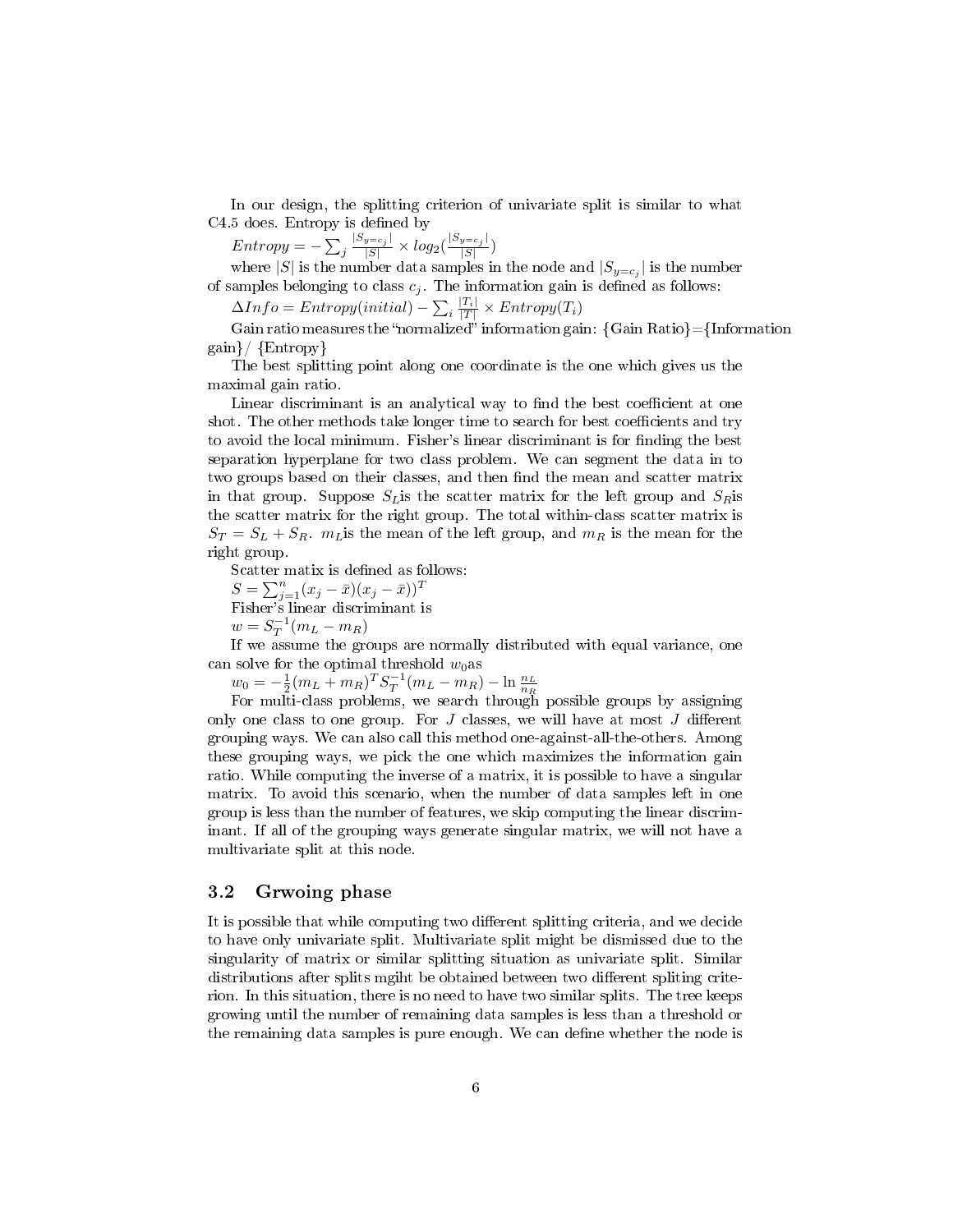In our design, the splitting criterion of univariate split is similar to what C4.5 does. Entropy is defined by

$Entropy = -\sum_j \frac{|S_{y=c_j}|}{|S|} \times log_2(\frac{|S_{y=c_j}|}{|S|})$

where $|S|$ is the number data samples in the node and $|S_{y=c_j}|$ is the number of samples belonging to class $c_j$. The information gain is defined as follows:

$\Delta Info = Entropy(initial) - \sum_i \frac{|T_i|}{|T|} \times Entropy(T_i)$

Gain ratio measures the "normalized" information gain: {Gain Ratio}={Information gain}/ {Entropy}

The best splitting point along one coordinate is the one which gives us the maximal gain ratio.

Linear discriminant is an analytical way to find the best coefficient at one shot. The other methods take longer time to search for best coefficients and try to avoid the local minimum. Fisher's linear discriminant is for finding the best separation hyperplane for two class problem. We can segment the data in to two groups based on their classes, and then find the mean and scatter matrix in that group. Suppose $S_L$is the scatter matrix for the left group and $S_R$is the scatter matrix for the right group. The total within-class scatter matrix is $S_T = S_L + S_R$. $m_L$is the mean of the left group, and $m_R$ is the mean for the right group.

Scatter matix is defined as follows:

$S = \sum_{j=1}^{n}(x_j - \bar{x})(x_j - \bar{x}))^T$

Fisher's linear discriminant is

$w = S_T^{-1}(m_L - m_R)$

If we assume the groups are normally distributed with equal variance, one can solve for the optimal threshold $w_0$as

$w_0 = -\frac{1}{2}(m_L + m_R)^T S_T^{-1}(m_L - m_R) - \ln \frac{n_L}{n_R}$

For multi-class problems, we search through possible groups by assigning only one class to one group. For $J$ classes, we will have at most $J$ different grouping ways. We can also call this method one-against-all-the-others. Among these grouping ways, we pick the one which maximizes the information gain ratio. While computing the inverse of a matrix, it is possible to have a singular matrix. To avoid this scenario, when the number of data samples left in one group is less than the number of features, we skip computing the linear discriminant. If all of the grouping ways generate singular matrix, we will not have a multivariate split at this node.

### 3.2 Grwoing phase

It is possible that while computing two different splitting criteria, and we decide to have only univariate split. Multivariate split might be dismissed due to the singularity of matrix or similar splitting situation as univariate split. Similar distributions after splits mgiht be obtained between two different spliting criterion. In this situation, there is no need to have two similar splits. The tree keeps growing until the number of remaining data samples is less than a threshold or the remaining data samples is pure enough. We can define whether the node is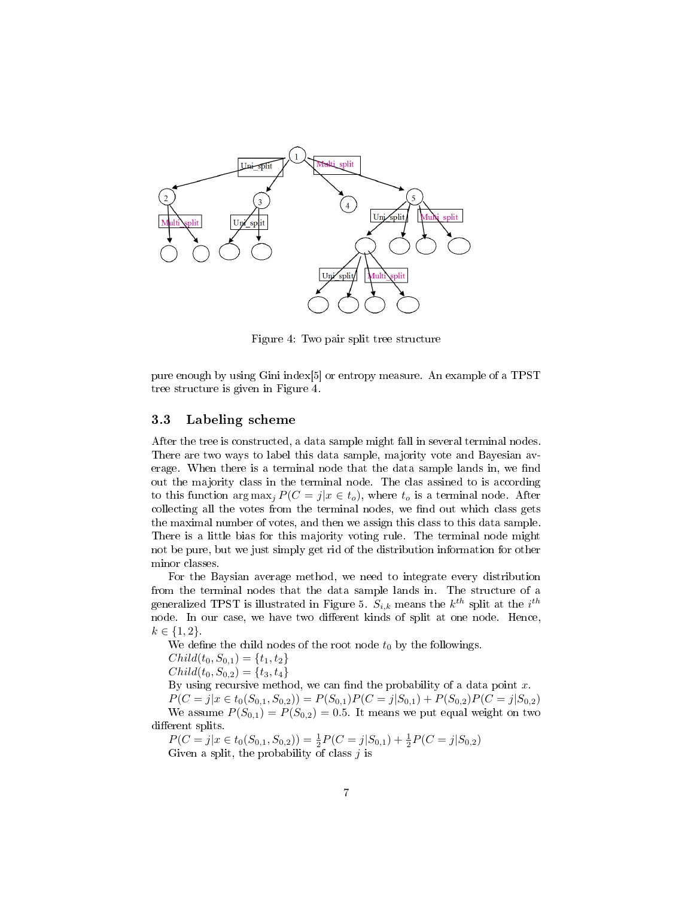Figure 4: Two pair split tree structure

pure enough by using Gini index[5] or entropy measure. An example of a TPST tree structure is given in Figure 4.

### 3.3 Labeling scheme

After the tree is constructed, a data sample might fall in several terminal nodes. There are two ways to label this data sample, majority vote and Bayesian average. When there is a terminal node that the data sample lands in, we find out the majority class in the terminal node. The clas assined to is according to this function $\arg\max_j P(C = j|x \in t_o)$, where $t_o$ is a terminal node. After collecting all the votes from the terminal nodes, we find out which class gets the maximal number of votes, and then we assign this class to this data sample. There is a little bias for this majority voting rule. The terminal node might not be pure, but we just simply get rid of the distribution information for other minor classes.

For the Baysian average method, we need to integrate every distribution from the terminal nodes that the data sample lands in. The structure of a generalized TPST is illustrated in Figure 5. $S_{i,k}$ means the $k^{th}$ split at the $i^{th}$ node. In our case, we have two different kinds of split at one node. Hence, $k \in \{1, 2\}$.

We define the child nodes of the root node $t_0$ by the followings.

$Child(t_0, S_{0,1}) = \{t_1, t_2\}$

$Child(t_0, S_{0,2}) = \{t_3, t_4\}$

By using recursive method, we can find the probability of a data point $x$.

$P(C = j|x \in t_0(S_{0,1}, S_{0,2})) = P(S_{0,1})P(C = j|S_{0,1}) + P(S_{0,2})P(C = j|S_{0,2})$

We assume $P(S_{0,1}) = P(S_{0,2}) = 0.5$. It means we put equal weight on two different splits.

$P(C = j|x \in t_0(S_{0,1}, S_{0,2})) = \frac{1}{2}P(C = j|S_{0,1}) + \frac{1}{2}P(C = j|S_{0,2})$

Given a split, the probability of class $j$ is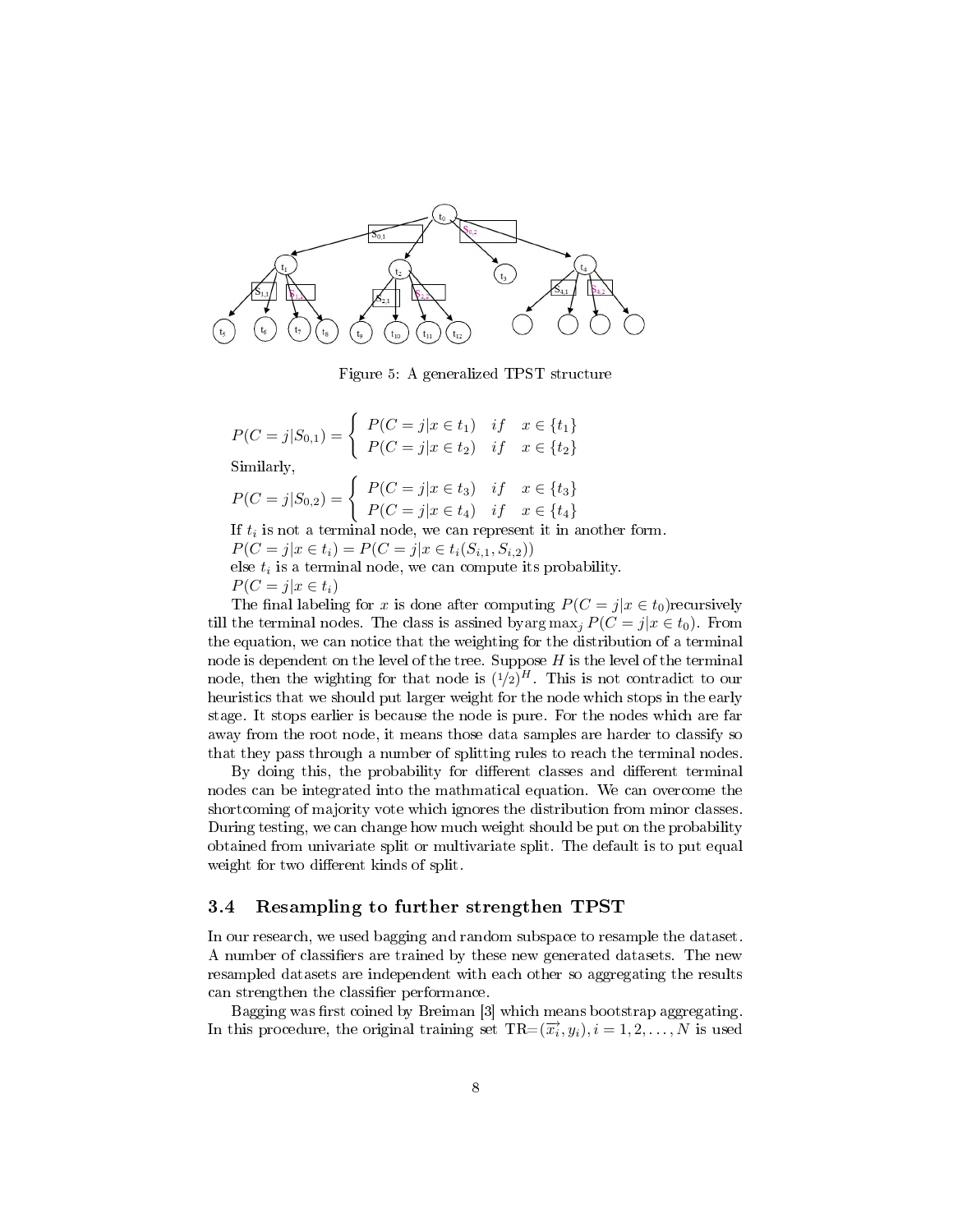Figure 5: A generalized TPST structure

$$P(C=j|S_{0,1}) = \begin{cases} P(C=j|x \in t_1) & if \quad x \in \{t_1\} \\ P(C=j|x \in t_2) & if \quad x \in \{t_2\} \end{cases}$$

Similarly,

$$P(C=j|S_{0,2}) = \begin{cases} P(C=j|x \in t_3) & if \quad x \in \{t_3\} \\ P(C=j|x \in t_4) & if \quad x \in \{t_4\} \end{cases}$$

If $t_i$ is not a terminal node, we can represent it in another form.
$P(C=j|x \in t_i) = P(C=j|x \in t_i(S_{i,1}, S_{i,2}))$
else $t_i$ is a terminal node, we can compute its probability.
$P(C=j|x \in t_i)$

The final labeling for $x$ is done after computing $P(C=j|x \in t_0)$recursively till the terminal nodes. The class is assined by$\arg\max_j P(C=j|x \in t_0)$. From the equation, we can notice that the weighting for the distribution of a terminal node is dependent on the level of the tree. Suppose $H$ is the level of the terminal node, then the wighting for that node is $(1/2)^H$. This is not contradict to our heuristics that we should put larger weight for the node which stops in the early stage. It stops earlier is because the node is pure. For the nodes which are far away from the root node, it means those data samples are harder to classify so that they pass through a number of splitting rules to reach the terminal nodes.

By doing this, the probability for different classes and different terminal nodes can be integrated into the mathmatical equation. We can overcome the shortcoming of majority vote which ignores the distribution from minor classes. During testing, we can change how much weight should be put on the probability obtained from univariate split or multivariate split. The default is to put equal weight for two different kinds of split.

## 3.4 Resampling to further strengthen TPST

In our research, we used bagging and random subspace to resample the dataset. A number of classifiers are trained by these new generated datasets. The new resampled datasets are independent with each other so aggregating the results can strengthen the classifier performance.

Bagging was first coined by Breiman [3] which means bootstrap aggregating. In this procedure, the original training set TR=$(\vec{x_i}, y_i), i = 1, 2, \ldots, N$ is used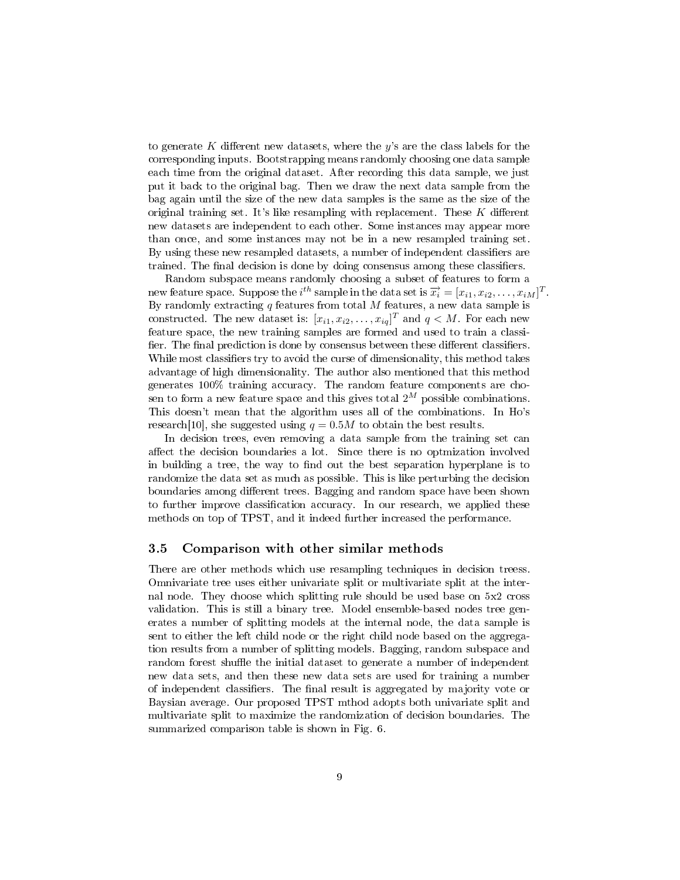to generate $K$ different new datasets, where the $y$'s are the class labels for the corresponding inputs. Bootstrapping means randomly choosing one data sample each time from the original dataset. After recording this data sample, we just put it back to the original bag. Then we draw the next data sample from the bag again until the size of the new data samples is the same as the size of the original training set. It's like resampling with replacement. These $K$ different new datasets are independent to each other. Some instances may appear more than once, and some instances may not be in a new resampled training set. By using these new resampled datasets, a number of independent classifiers are trained. The final decision is done by doing consensus among these classifiers.

Random subspace means randomly choosing a subset of features to form a new feature space. Suppose the $i^{th}$ sample in the data set is $\overrightarrow{x_i} = [x_{i1}, x_{i2}, \ldots, x_{iM}]^T$. By randomly extracting $q$ features from total $M$ features, a new data sample is constructed. The new dataset is: $[x_{i1}, x_{i2}, \ldots, x_{iq}]^T$ and $q < M$. For each new feature space, the new training samples are formed and used to train a classifier. The final prediction is done by consensus between these different classifiers. While most classifiers try to avoid the curse of dimensionality, this method takes advantage of high dimensionality. The author also mentioned that this method generates 100% training accuracy. The random feature components are chosen to form a new feature space and this gives total $2^M$ possible combinations. This doesn't mean that the algorithm uses all of the combinations. In Ho's research[10], she suggested using $q = 0.5M$ to obtain the best results.

In decision trees, even removing a data sample from the training set can affect the decision boundaries a lot. Since there is no optmization involved in building a tree, the way to find out the best separation hyperplane is to randomize the data set as much as possible. This is like perturbing the decision boundaries among different trees. Bagging and random space have been shown to further improve classification accuracy. In our research, we applied these methods on top of TPST, and it indeed further increased the performance.

### 3.5 Comparison with other similar methods

There are other methods which use resampling techniques in decision treess. Omnivariate tree uses either univariate split or multivariate split at the internal node. They choose which splitting rule should be used base on 5x2 cross validation. This is still a binary tree. Model ensemble-based nodes tree generates a number of splitting models at the internal node, the data sample is sent to either the left child node or the right child node based on the aggregation results from a number of splitting models. Bagging, random subspace and random forest shuffle the initial dataset to generate a number of independent new data sets, and then these new data sets are used for training a number of independent classifiers. The final result is aggregated by majority vote or Baysian average. Our proposed TPST mthod adopts both univariate split and multivariate split to maximize the randomization of decision boundaries. The summarized comparison table is shown in Fig. 6.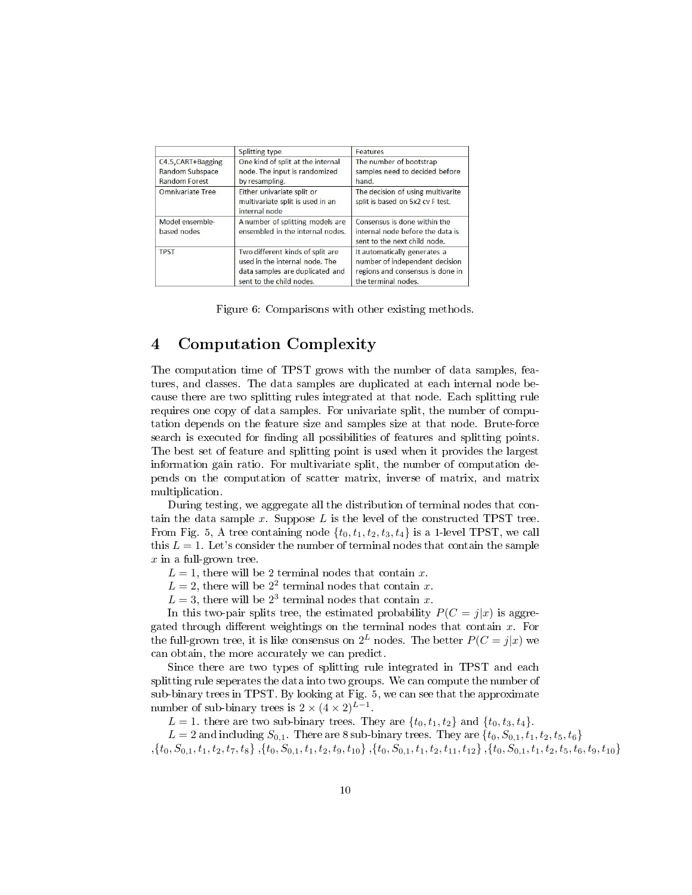| | Splitting type | Features |
|---|---|---|
| C4.5,CART+Bagging Random Subspace Random Forest | One kind of split at the internal node. The input is randomized by resampling. | The number of bootstrap samples need to decided before hand. |
| Omnivariate Tree | Either univariate split or multivariate split is used in an internal node | The decision of using multivarite split is based on 5x2 cv F test. |
| Model ensemble-based nodes | A number of splitting models are ensembled in the internal nodes. | Consensus is done within the internal node before the data is sent to the next child node. |
| TPST | Two different kinds of split are used in the internal node. The data samples are duplicated and sent to the child nodes. | It automatically generates a number of independent decision regions and consensus is done in the terminal nodes. |

Figure 6: Comparisons with other existing methods.

# 4 Computation Complexity

The computation time of TPST grows with the number of data samples, features, and classes. The data samples are duplicated at each internal node because there are two splitting rules integrated at that node. Each splitting rule requires one copy of data samples. For univariate split, the number of computation depends on the feature size and samples size at that node. Brute-force search is executed for finding all possibilities of features and splitting points. The best set of feature and splitting point is used when it provides the largest information gain ratio. For multivariate split, the number of computation depends on the computation of scatter matrix, inverse of matrix, and matrix multiplication.

During testing, we aggregate all the distribution of terminal nodes that contain the data sample $x$. Suppose $L$ is the level of the constructed TPST tree. From Fig. 5, A tree containing node $\{t_0, t_1, t_2, t_3, t_4\}$ is a 1-level TPST, we call this $L = 1$. Let's consider the number of terminal nodes that contain the sample $x$ in a full-grown tree.

$L = 1$, there will be 2 terminal nodes that contain $x$.

$L = 2$, there will be $2^2$ terminal nodes that contain $x$.

$L = 3$, there will be $2^3$ terminal nodes that contain $x$.

In this two-pair splits tree, the estimated probability $P(C = j|x)$ is aggregated through different weightings on the terminal nodes that contain $x$. For the full-grown tree, it is like consensus on $2^L$ nodes. The better $P(C = j|x)$ we can obtain, the more accurately we can predict.

Since there are two types of splitting rule integrated in TPST and each splitting rule seperates the data into two groups. We can compute the number of sub-binary trees in TPST. By looking at Fig. 5, we can see that the approximate number of sub-binary trees is $2 \times (4 \times 2)^{L-1}$.

$L = 1$. there are two sub-binary trees. They are $\{t_0, t_1, t_2\}$ and $\{t_0, t_3, t_4\}$.

$L = 2$ and including $S_{0,1}$. There are 8 sub-binary trees. They are $\{t_0, S_{0,1}, t_1, t_2, t_5, t_6\}$ ,$\{t_0, S_{0,1}, t_1, t_2, t_7, t_8\}$ ,$\{t_0, S_{0,1}, t_1, t_2, t_9, t_{10}\}$ ,$\{t_0, S_{0,1}, t_1, t_2, t_{11}, t_{12}\}$ ,$\{t_0, S_{0,1}, t_1, t_2, t_5, t_6, t_9, t_{10}\}$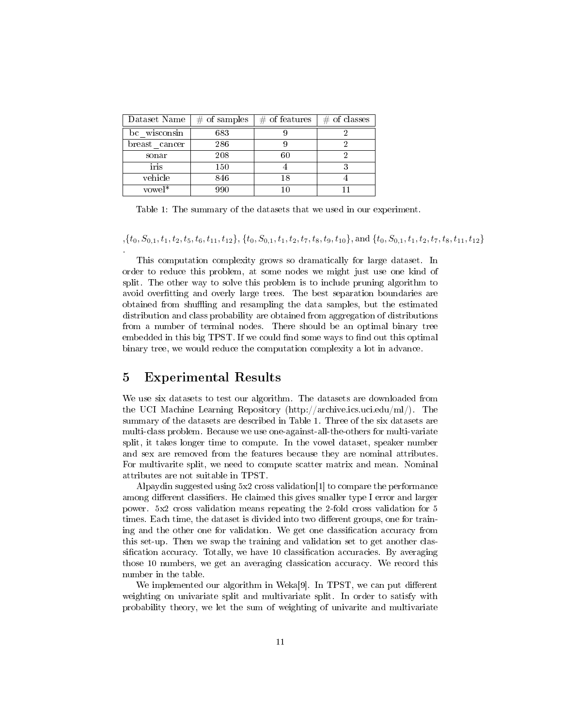| Dataset Name | # of samples | # of features | # of classes |
|---|---|---|---|
| bc_wisconsin | 683 | 9 | 2 |
| breast_cancer | 286 | 9 | 2 |
| sonar | 208 | 60 | 2 |
| iris | 150 | 4 | 3 |
| vehicle | 846 | 18 | 4 |
| vowel* | 990 | 10 | 11 |

Table 1: The summary of the datasets that we used in our experiment.

,$\{t_0, S_{0,1}, t_1, t_2, t_5, t_6, t_{11}, t_{12}\}$, $\{t_0, S_{0,1}, t_1, t_2, t_7, t_8, t_9, t_{10}\}$, and $\{t_0, S_{0,1}, t_1, t_2, t_7, t_8, t_{11}, t_{12}\}$ .

This computation complexity grows so dramatically for large dataset. In order to reduce this problem, at some nodes we might just use one kind of split. The other way to solve this problem is to include pruning algorithm to avoid overfitting and overly large trees. The best separation boundaries are obtained from shuffling and resampling the data samples, but the estimated distribution and class probability are obtained from aggregation of distributions from a number of terminal nodes. There should be an optimal binary tree embedded in this big TPST. If we could find some ways to find out this optimal binary tree, we would reduce the computation complexity a lot in advance.

## 5 Experimental Results

We use six datasets to test our algorithm. The datasets are downloaded from the UCI Machine Learning Repository (http://archive.ics.uci.edu/ml/). The summary of the datasets are described in Table 1. Three of the six datasets are multi-class problem. Because we use one-against-all-the-others for multi-variate split, it takes longer time to compute. In the vowel dataset, speaker number and sex are removed from the features because they are nominal attributes. For multivarite split, we need to compute scatter matrix and mean. Nominal attributes are not suitable in TPST.

Alpaydin suggested using 5x2 cross validation[1] to compare the performance among different classifiers. He claimed this gives smaller type I error and larger power. 5x2 cross validation means repeating the 2-fold cross validation for 5 times. Each time, the dataset is divided into two different groups, one for training and the other one for validation. We get one classification accuracy from this set-up. Then we swap the training and validation set to get another classification accuracy. Totally, we have 10 classification accuracies. By averaging those 10 numbers, we get an averaging classication accuracy. We record this number in the table.

We implemented our algorithm in Weka[9]. In TPST, we can put different weighting on univariate split and multivariate split. In order to satisfy with probability theory, we let the sum of weighting of univarite and multivariate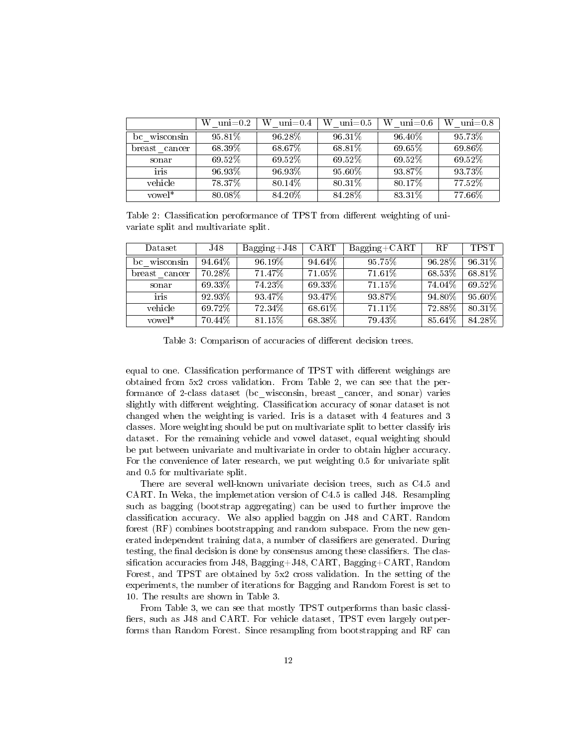| | W_uni=0.2 | W_uni=0.4 | W_uni=0.5 | W_uni=0.6 | W_uni=0.8 |
|---|---|---|---|---|---|
| bc_wisconsin | 95.81% | 96.28% | 96.31% | 96.40% | 95.73% |
| breast_cancer | 68.39% | 68.67% | 68.81% | 69.65% | 69.86% |
| sonar | 69.52% | 69.52% | 69.52% | 69.52% | 69.52% |
| iris | 96.93% | 96.93% | 95.60% | 93.87% | 93.73% |
| vehicle | 78.37% | 80.14% | 80.31% | 80.17% | 77.52% |
| vowel* | 80.08% | 84.20% | 84.28% | 83.31% | 77.66% |

Table 2: Classification peroformance of TPST from different weighting of univariate split and multivariate split.

| Dataset | J48 | Bagging+J48 | CART | Bagging+CART | RF | TPST |
|---|---|---|---|---|---|---|
| bc_wisconsin | 94.64% | 96.19% | 94.64% | 95.75% | 96.28% | 96.31% |
| breast_cancer | 70.28% | 71.47% | 71.05% | 71.61% | 68.53% | 68.81% |
| sonar | 69.33% | 74.23% | 69.33% | 71.15% | 74.04% | 69.52% |
| iris | 92.93% | 93.47% | 93.47% | 93.87% | 94.80% | 95.60% |
| vehicle | 69.72% | 72.34% | 68.61% | 71.11% | 72.88% | 80.31% |
| vowel* | 70.44% | 81.15% | 68.38% | 79.43% | 85.64% | 84.28% |

Table 3: Comparison of accuracies of different decision trees.

equal to one. Classification performance of TPST with different weighings are obtained from 5x2 cross validation. From Table 2, we can see that the performance of 2-class dataset (bc_wisconsin, breast_cancer, and sonar) varies slightly with different weighting. Classification accuracy of sonar dataset is not changed when the weighting is varied. Iris is a dataset with 4 features and 3 classes. More weighting should be put on multivariate split to better classify iris dataset. For the remaining vehicle and vowel dataset, equal weighting should be put between univariate and multivariate in order to obtain higher accuracy. For the convenience of later research, we put weighting 0.5 for univariate split and 0.5 for multivariate split.

There are several well-known univariate decision trees, such as C4.5 and CART. In Weka, the implemetation version of C4.5 is called J48. Resampling such as bagging (bootstrap aggregating) can be used to further improve the classification accuracy. We also applied baggin on J48 and CART. Random forest (RF) combines bootstrapping and random subspace. From the new generated independent training data, a number of classifiers are generated. During testing, the final decision is done by consensus among these classifiers. The classification accuracies from J48, Bagging+J48, CART, Bagging+CART, Random Forest, and TPST are obtained by 5x2 cross validation. In the setting of the experiments, the number of iterations for Bagging and Random Forest is set to 10. The results are shown in Table 3.

From Table 3, we can see that mostly TPST outperforms than basic classifiers, such as J48 and CART. For vehicle dataset, TPST even largely outperforms than Random Forest. Since resampling from bootstrapping and RF can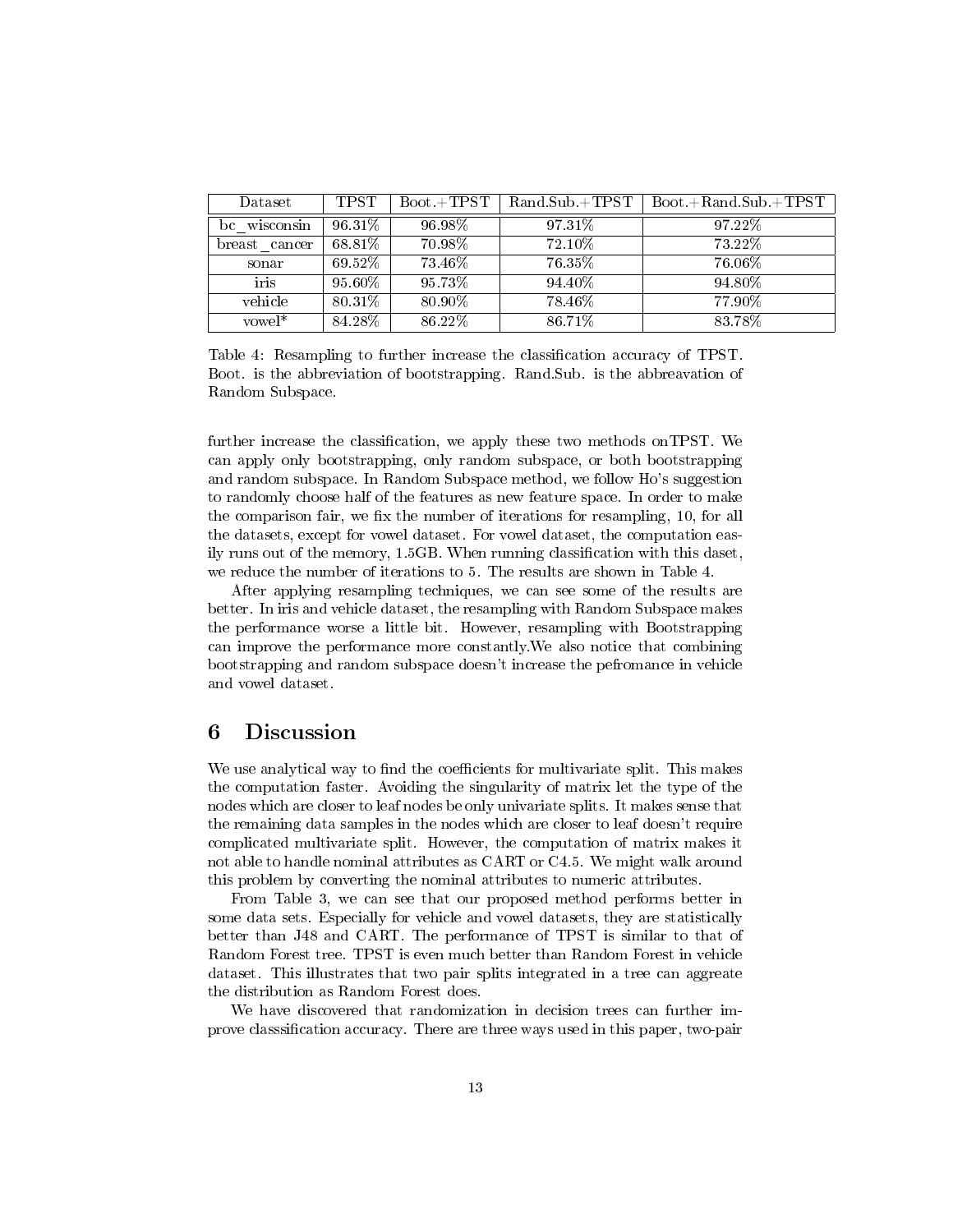| Dataset | TPST | Boot.+TPST | Rand.Sub.+TPST | Boot.+Rand.Sub.+TPST |
|---|---|---|---|---|
| bc_wisconsin | 96.31% | 96.98% | 97.31% | 97.22% |
| breast_cancer | 68.81% | 70.98% | 72.10% | 73.22% |
| sonar | 69.52% | 73.46% | 76.35% | 76.06% |
| iris | 95.60% | 95.73% | 94.40% | 94.80% |
| vehicle | 80.31% | 80.90% | 78.46% | 77.90% |
| vowel* | 84.28% | 86.22% | 86.71% | 83.78% |

Table 4: Resampling to further increase the classification accuracy of TPST. Boot. is the abbreviation of bootstrapping. Rand.Sub. is the abbreavation of Random Subspace.

further increase the classification, we apply these two methods onTPST. We can apply only bootstrapping, only random subspace, or both bootstrapping and random subspace. In Random Subspace method, we follow Ho's suggestion to randomly choose half of the features as new feature space. In order to make the comparison fair, we fix the number of iterations for resampling, 10, for all the datasets, except for vowel dataset. For vowel dataset, the computation easily runs out of the memory, 1.5GB. When running classification with this daset, we reduce the number of iterations to 5. The results are shown in Table 4.

After applying resampling techniques, we can see some of the results are better. In iris and vehicle dataset, the resampling with Random Subspace makes the performance worse a little bit. However, resampling with Bootstrapping can improve the performance more constantly.We also notice that combining bootstrapping and random subspace doesn't increase the pefromance in vehicle and vowel dataset.

# 6 Discussion

We use analytical way to find the coefficients for multivariate split. This makes the computation faster. Avoiding the singularity of matrix let the type of the nodes which are closer to leaf nodes be only univariate splits. It makes sense that the remaining data samples in the nodes which are closer to leaf doesn't require complicated multivariate split. However, the computation of matrix makes it not able to handle nominal attributes as CART or C4.5. We might walk around this problem by converting the nominal attributes to numeric attributes.

From Table 3, we can see that our proposed method performs better in some data sets. Especially for vehicle and vowel datasets, they are statistically better than J48 and CART. The performance of TPST is similar to that of Random Forest tree. TPST is even much better than Random Forest in vehicle dataset. This illustrates that two pair splits integrated in a tree can aggreate the distribution as Random Forest does.

We have discovered that randomization in decision trees can further improve classsification accuracy. There are three ways used in this paper, two-pair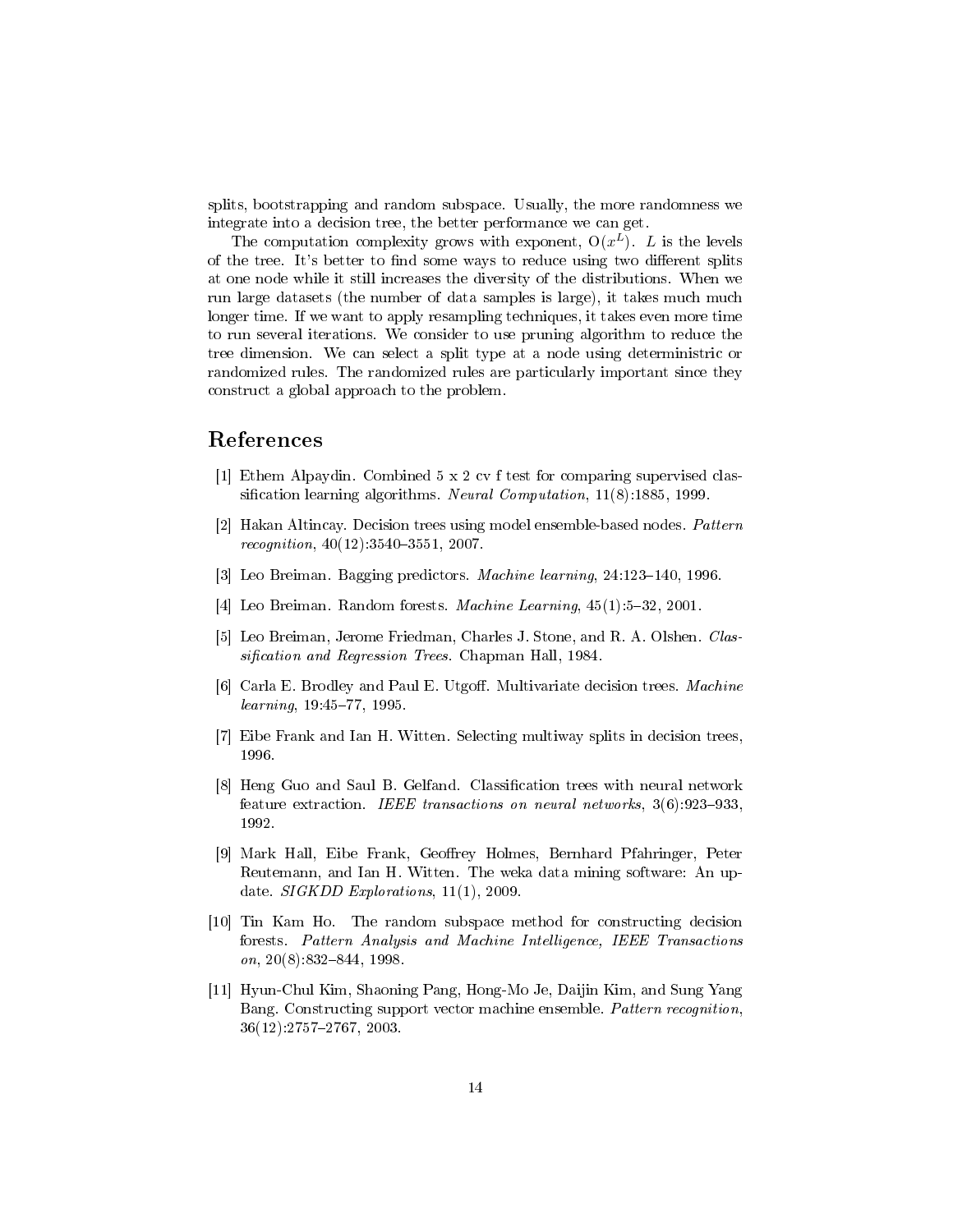splits, bootstrapping and random subspace. Usually, the more randomness we integrate into a decision tree, the better performance we can get.

The computation complexity grows with exponent, $O(x^L)$. $L$ is the levels of the tree. It's better to find some ways to reduce using two different splits at one node while it still increases the diversity of the distributions. When we run large datasets (the number of data samples is large), it takes much much longer time. If we want to apply resampling techniques, it takes even more time to run several iterations. We consider to use pruning algorithm to reduce the tree dimension. We can select a split type at a node using deterministic or randomized rules. The randomized rules are particularly important since they construct a global approach to the problem.

# References

[1] Ethem Alpaydin. Combined 5 x 2 cv f test for comparing supervised classification learning algorithms. *Neural Computation*, 11(8):1885, 1999.

[2] Hakan Altincay. Decision trees using model ensemble-based nodes. *Pattern recognition*, 40(12):3540–3551, 2007.

[3] Leo Breiman. Bagging predictors. *Machine learning*, 24:123–140, 1996.

[4] Leo Breiman. Random forests. *Machine Learning*, 45(1):5–32, 2001.

[5] Leo Breiman, Jerome Friedman, Charles J. Stone, and R. A. Olshen. *Classification and Regression Trees*. Chapman Hall, 1984.

[6] Carla E. Brodley and Paul E. Utgoff. Multivariate decision trees. *Machine learning*, 19:45–77, 1995.

[7] Eibe Frank and Ian H. Witten. Selecting multiway splits in decision trees, 1996.

[8] Heng Guo and Saul B. Gelfand. Classification trees with neural network feature extraction. *IEEE transactions on neural networks*, 3(6):923–933, 1992.

[9] Mark Hall, Eibe Frank, Geoffrey Holmes, Bernhard Pfahringer, Peter Reutemann, and Ian H. Witten. The weka data mining software: An update. *SIGKDD Explorations*, 11(1), 2009.

[10] Tin Kam Ho. The random subspace method for constructing decision forests. *Pattern Analysis and Machine Intelligence, IEEE Transactions on*, 20(8):832–844, 1998.

[11] Hyun-Chul Kim, Shaoning Pang, Hong-Mo Je, Daijin Kim, and Sung Yang Bang. Constructing support vector machine ensemble. *Pattern recognition*, 36(12):2757–2767, 2003.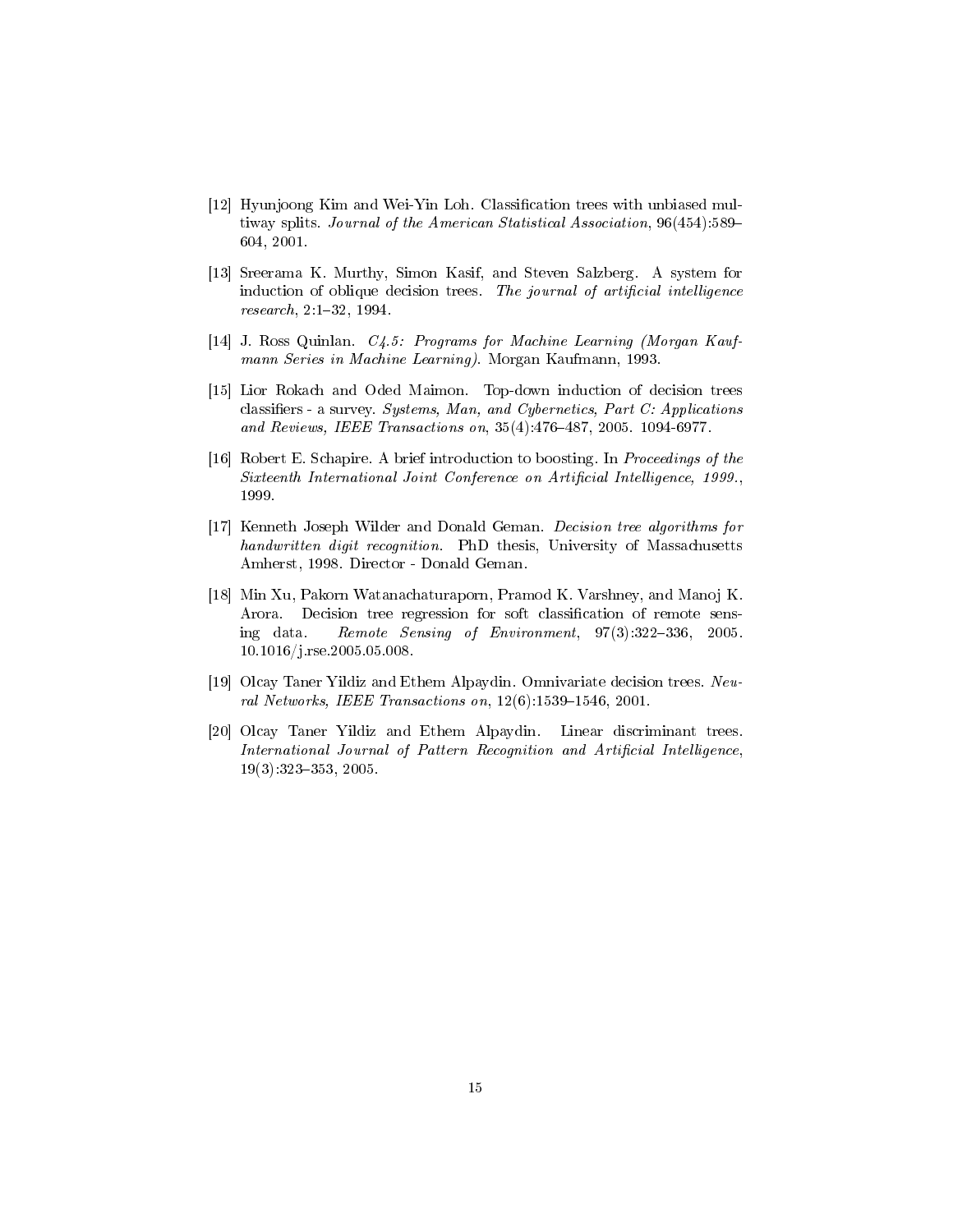[12] Hyunjoong Kim and Wei-Yin Loh. Classification trees with unbiased multiway splits. *Journal of the American Statistical Association*, 96(454):589–604, 2001.

[13] Sreerama K. Murthy, Simon Kasif, and Steven Salzberg. A system for induction of oblique decision trees. *The journal of artificial intelligence research*, 2:1–32, 1994.

[14] J. Ross Quinlan. *C4.5: Programs for Machine Learning (Morgan Kaufmann Series in Machine Learning)*. Morgan Kaufmann, 1993.

[15] Lior Rokach and Oded Maimon. Top-down induction of decision trees classifiers - a survey. *Systems, Man, and Cybernetics, Part C: Applications and Reviews, IEEE Transactions on*, 35(4):476–487, 2005. 1094-6977.

[16] Robert E. Schapire. A brief introduction to boosting. In *Proceedings of the Sixteenth International Joint Conference on Artificial Intelligence, 1999.*, 1999.

[17] Kenneth Joseph Wilder and Donald Geman. *Decision tree algorithms for handwritten digit recognition*. PhD thesis, University of Massachusetts Amherst, 1998. Director - Donald Geman.

[18] Min Xu, Pakorn Watanachaturaporn, Pramod K. Varshney, and Manoj K. Arora. Decision tree regression for soft classification of remote sensing data. *Remote Sensing of Environment*, 97(3):322–336, 2005. 10.1016/j.rse.2005.05.008.

[19] Olcay Taner Yildiz and Ethem Alpaydin. Omnivariate decision trees. *Neural Networks, IEEE Transactions on*, 12(6):1539–1546, 2001.

[20] Olcay Taner Yildiz and Ethem Alpaydin. Linear discriminant trees. *International Journal of Pattern Recognition and Artificial Intelligence*, 19(3):323–353, 2005.